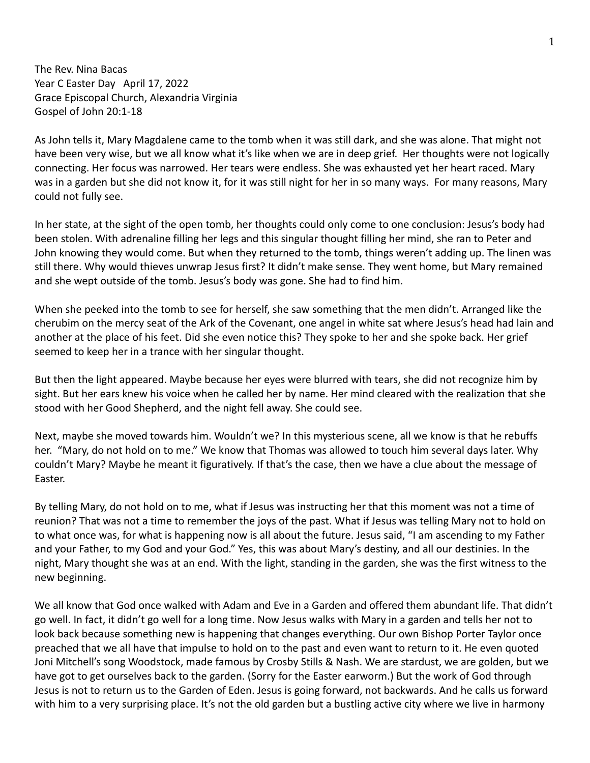The Rev. Nina Bacas
Year C Easter Day April 17, 2022
Grace Episcopal Church, Alexandria Virginia
Gospel of John 20:1-18

As John tells it, Mary Magdalene came to the tomb when it was still dark, and she was alone. That might not have been very wise, but we all know what it's like when we are in deep grief. Her thoughts were not logically connecting. Her focus was narrowed. Her tears were endless. She was exhausted yet her heart raced. Mary was in a garden but she did not know it, for it was still night for her in so many ways. For many reasons, Mary could not fully see.

In her state, at the sight of the open tomb, her thoughts could only come to one conclusion: Jesus's body had been stolen. With adrenaline filling her legs and this singular thought filling her mind, she ran to Peter and John knowing they would come. But when they returned to the tomb, things weren't adding up. The linen was still there. Why would thieves unwrap Jesus first? It didn't make sense. They went home, but Mary remained and she wept outside of the tomb. Jesus's body was gone. She had to find him.

When she peeked into the tomb to see for herself, she saw something that the men didn't. Arranged like the cherubim on the mercy seat of the Ark of the Covenant, one angel in white sat where Jesus's head had lain and another at the place of his feet. Did she even notice this? They spoke to her and she spoke back. Her grief seemed to keep her in a trance with her singular thought.

But then the light appeared. Maybe because her eyes were blurred with tears, she did not recognize him by sight. But her ears knew his voice when he called her by name. Her mind cleared with the realization that she stood with her Good Shepherd, and the night fell away. She could see.

Next, maybe she moved towards him. Wouldn't we? In this mysterious scene, all we know is that he rebuffs her. "Mary, do not hold on to me." We know that Thomas was allowed to touch him several days later. Why couldn't Mary? Maybe he meant it figuratively. If that's the case, then we have a clue about the message of Easter.

By telling Mary, do not hold on to me, what if Jesus was instructing her that this moment was not a time of reunion? That was not a time to remember the joys of the past. What if Jesus was telling Mary not to hold on to what once was, for what is happening now is all about the future. Jesus said, "I am ascending to my Father and your Father, to my God and your God." Yes, this was about Mary's destiny, and all our destinies. In the night, Mary thought she was at an end. With the light, standing in the garden, she was the first witness to the new beginning.

We all know that God once walked with Adam and Eve in a Garden and offered them abundant life. That didn't go well. In fact, it didn't go well for a long time. Now Jesus walks with Mary in a garden and tells her not to look back because something new is happening that changes everything. Our own Bishop Porter Taylor once preached that we all have that impulse to hold on to the past and even want to return to it. He even quoted Joni Mitchell's song Woodstock, made famous by Crosby Stills & Nash. We are stardust, we are golden, but we have got to get ourselves back to the garden. (Sorry for the Easter earworm.) But the work of God through Jesus is not to return us to the Garden of Eden. Jesus is going forward, not backwards. And he calls us forward with him to a very surprising place. It's not the old garden but a bustling active city where we live in harmony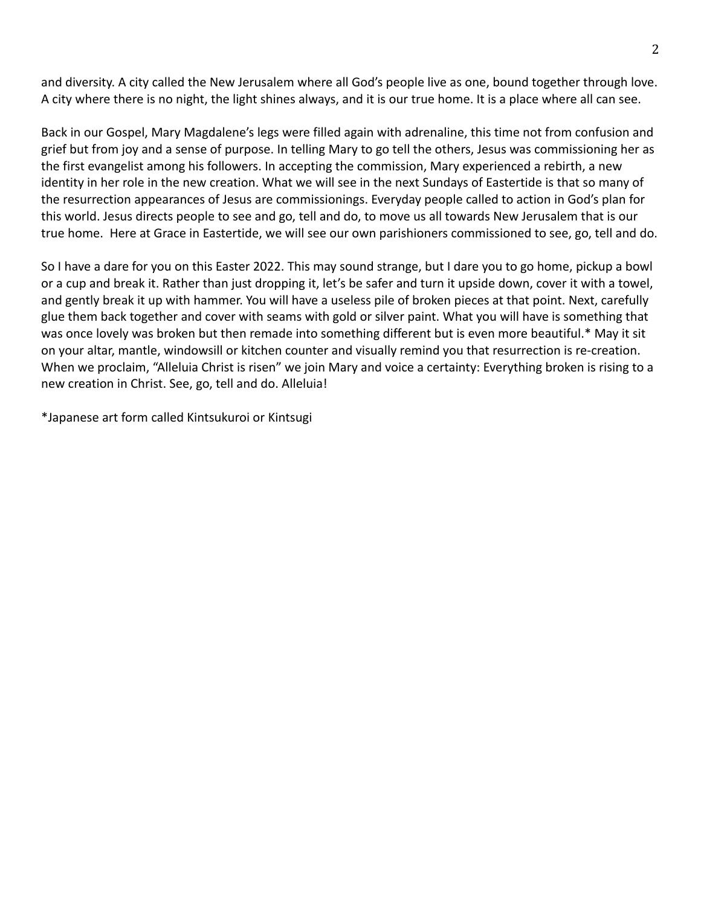and diversity. A city called the New Jerusalem where all God's people live as one, bound together through love. A city where there is no night, the light shines always, and it is our true home. It is a place where all can see.

Back in our Gospel, Mary Magdalene's legs were filled again with adrenaline, this time not from confusion and grief but from joy and a sense of purpose. In telling Mary to go tell the others, Jesus was commissioning her as the first evangelist among his followers. In accepting the commission, Mary experienced a rebirth, a new identity in her role in the new creation. What we will see in the next Sundays of Eastertide is that so many of the resurrection appearances of Jesus are commissionings. Everyday people called to action in God's plan for this world. Jesus directs people to see and go, tell and do, to move us all towards New Jerusalem that is our true home. Here at Grace in Eastertide, we will see our own parishioners commissioned to see, go, tell and do.

So I have a dare for you on this Easter 2022. This may sound strange, but I dare you to go home, pickup a bowl or a cup and break it. Rather than just dropping it, let's be safer and turn it upside down, cover it with a towel, and gently break it up with hammer. You will have a useless pile of broken pieces at that point. Next, carefully glue them back together and cover with seams with gold or silver paint. What you will have is something that was once lovely was broken but then remade into something different but is even more beautiful.* May it sit on your altar, mantle, windowsill or kitchen counter and visually remind you that resurrection is re-creation. When we proclaim, "Alleluia Christ is risen" we join Mary and voice a certainty: Everything broken is rising to a new creation in Christ. See, go, tell and do. Alleluia!

*Japanese art form called Kintsukuroi or Kintsugi